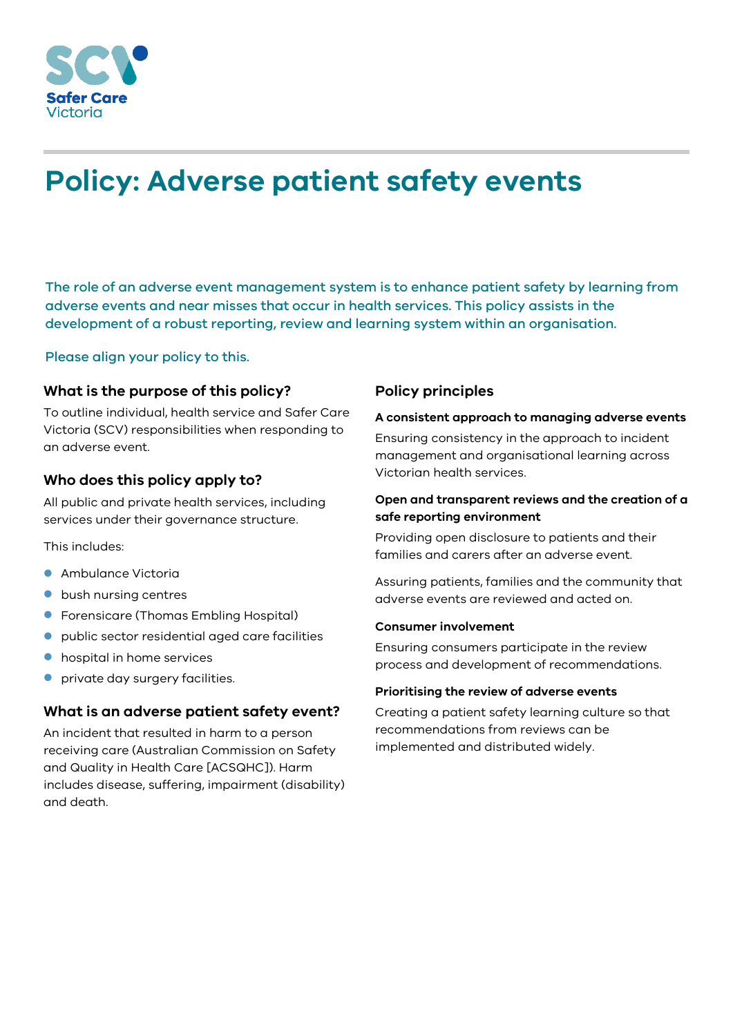Safer Care Victoria

# Policy: Adverse patient safety events

The role of an adverse event management system is to enhance patient safety by learning from adverse events and near misses that occur in health services. This policy assists in the development of a robust reporting, review and learning system within an organisation.

Please align your policy to this.

## What is the purpose of this policy?

To outline individual, health service and Safer Care Victoria (SCV) responsibilities when responding to an adverse event.

## Who does this policy apply to?

All public and private health services, including services under their governance structure.

This includes:

- Ambulance Victoria
- bush nursing centres
- Forensicare (Thomas Embling Hospital)
- public sector residential aged care facilities
- hospital in home services
- private day surgery facilities.

## What is an adverse patient safety event?

An incident that resulted in harm to a person receiving care (Australian Commission on Safety and Quality in Health Care [ACSQHC]). Harm includes disease, suffering, impairment (disability) and death.

## Policy principles

### A consistent approach to managing adverse events

Ensuring consistency in the approach to incident management and organisational learning across Victorian health services.

### Open and transparent reviews and the creation of a safe reporting environment

Providing open disclosure to patients and their families and carers after an adverse event.

Assuring patients, families and the community that adverse events are reviewed and acted on.

### Consumer involvement

Ensuring consumers participate in the review process and development of recommendations.

### Prioritising the review of adverse events

Creating a patient safety learning culture so that recommendations from reviews can be implemented and distributed widely.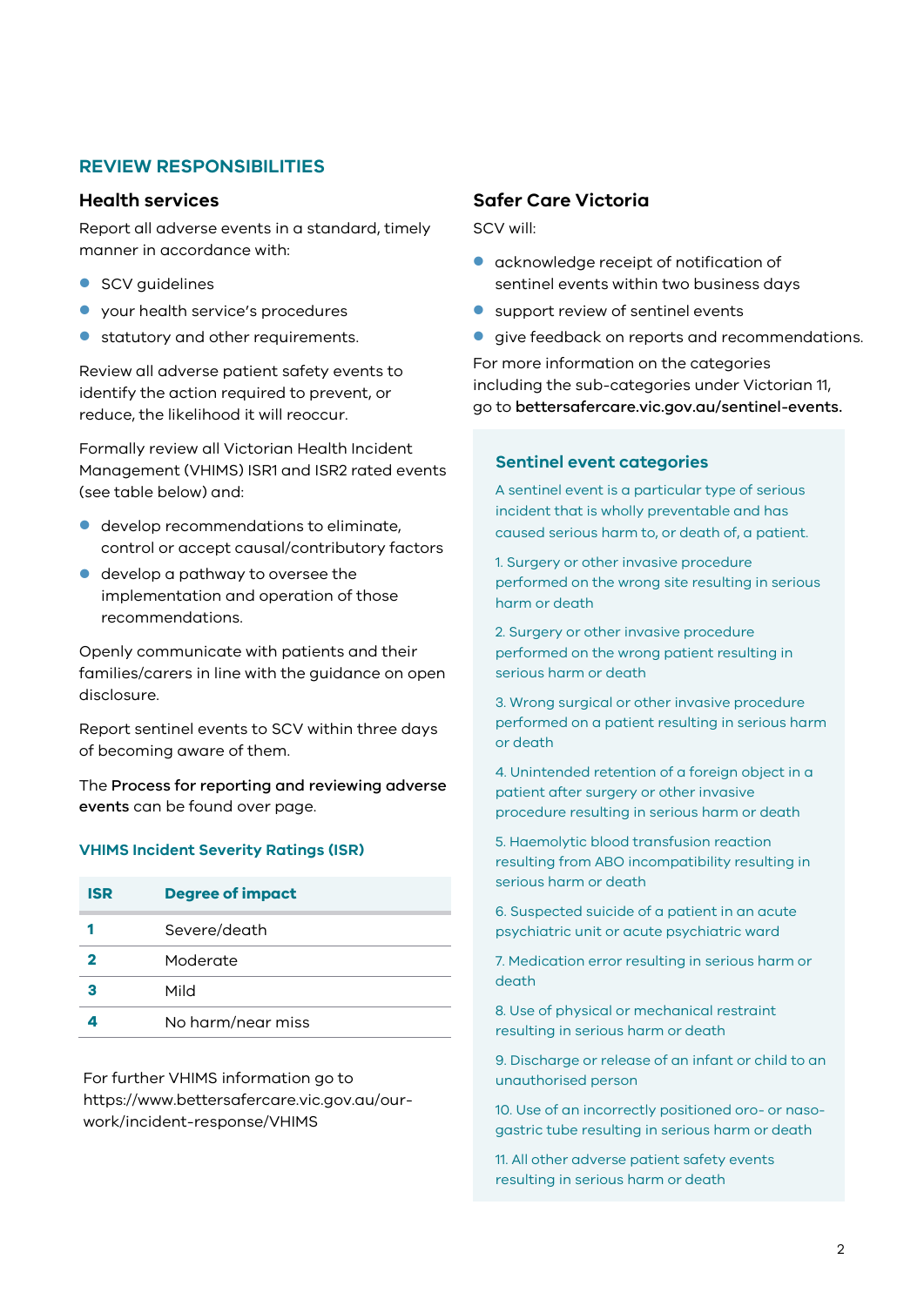## REVIEW RESPONSIBILITIES

### Health services

Report all adverse events in a standard, timely manner in accordance with:

- SCV guidelines
- your health service's procedures
- statutory and other requirements.

Review all adverse patient safety events to identify the action required to prevent, or reduce, the likelihood it will reoccur.

Formally review all Victorian Health Incident Management (VHIMS) ISR1 and ISR2 rated events (see table below) and:

- develop recommendations to eliminate, control or accept causal/contributory factors
- develop a pathway to oversee the implementation and operation of those recommendations.

Openly communicate with patients and their families/carers in line with the guidance on open disclosure.

Report sentinel events to SCV within three days of becoming aware of them.

The **Process for reporting and reviewing adverse events** can be found over page.

#### VHIMS Incident Severity Ratings (ISR)

| ISR | Degree of impact |
|---|---|
| 1 | Severe/death |
| 2 | Moderate |
| 3 | Mild |
| 4 | No harm/near miss |

For further VHIMS information go to https://www.bettersafercare.vic.gov.au/our-work/incident-response/VHIMS

### Safer Care Victoria

SCV will:

- acknowledge receipt of notification of sentinel events within two business days
- support review of sentinel events
- give feedback on reports and recommendations.

For more information on the categories including the sub-categories under Victorian 11, go to **bettersafercare.vic.gov.au/sentinel-events.**

#### Sentinel event categories

A sentinel event is a particular type of serious incident that is wholly preventable and has caused serious harm to, or death of, a patient.

1. Surgery or other invasive procedure performed on the wrong site resulting in serious harm or death
2. Surgery or other invasive procedure performed on the wrong patient resulting in serious harm or death
3. Wrong surgical or other invasive procedure performed on a patient resulting in serious harm or death
4. Unintended retention of a foreign object in a patient after surgery or other invasive procedure resulting in serious harm or death
5. Haemolytic blood transfusion reaction resulting from ABO incompatibility resulting in serious harm or death
6. Suspected suicide of a patient in an acute psychiatric unit or acute psychiatric ward
7. Medication error resulting in serious harm or death
8. Use of physical or mechanical restraint resulting in serious harm or death
9. Discharge or release of an infant or child to an unauthorised person
10. Use of an incorrectly positioned oro- or naso-gastric tube resulting in serious harm or death
11. All other adverse patient safety events resulting in serious harm or death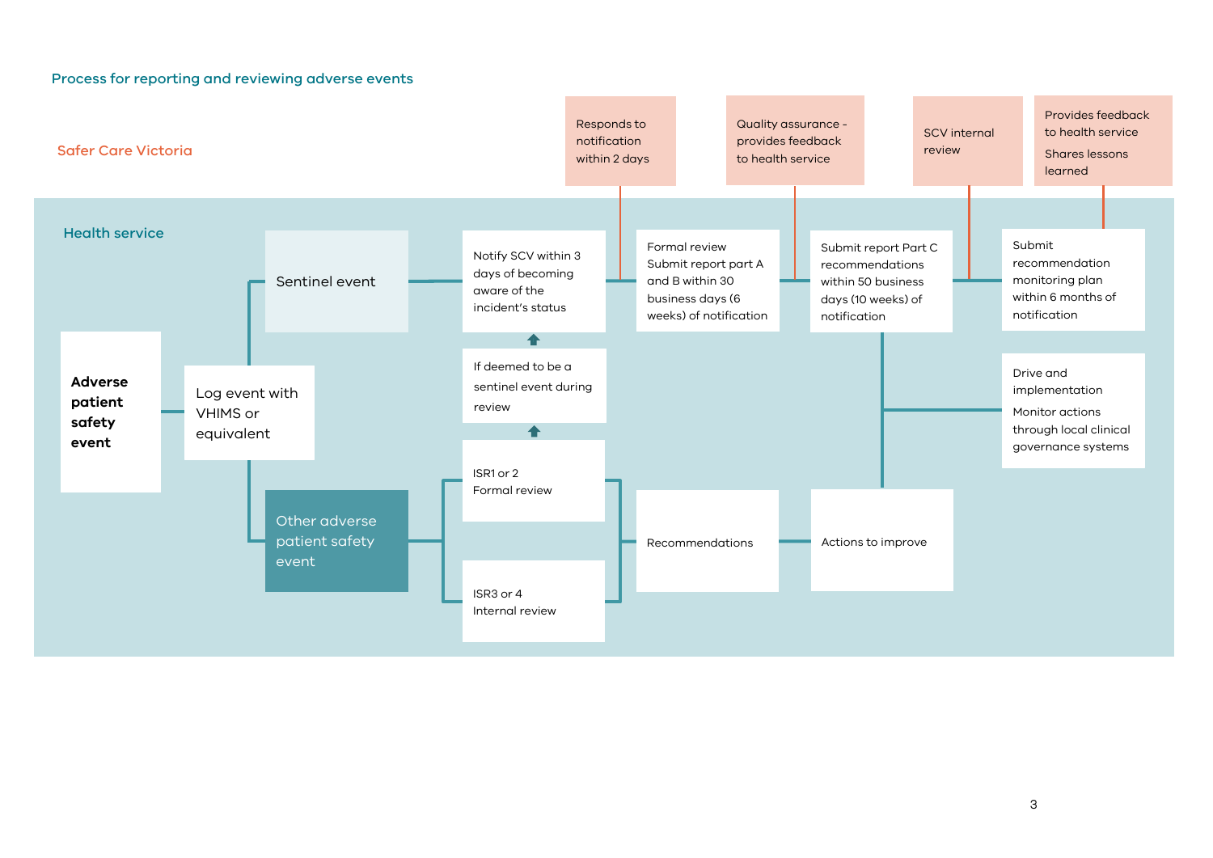## Process for reporting and reviewing adverse events

### Safer Care Victoria

- Responds to notification within 2 days
- Quality assurance - provides feedback to health service
- SCV internal review
- Provides feedback to health service
  Shares lessons learned

### Health service

**Adverse patient safety event**

Log event with VHIMS or equivalent

**Sentinel event**

- Notify SCV within 3 days of becoming aware of the incident's status
- Formal review
  Submit report part A and B within 30 business days (6 weeks) of notification
- Submit report Part C recommendations within 50 business days (10 weeks) of notification
- Submit recommendation monitoring plan within 6 months of notification

**Other adverse patient safety event**

- ISR1 or 2
  Formal review
- ISR3 or 4
  Internal review

If deemed to be a sentinel event during review → Notify SCV within 3 days of becoming aware of the incident's status

Recommendations → Actions to improve

Drive and implementation

Monitor actions through local clinical governance systems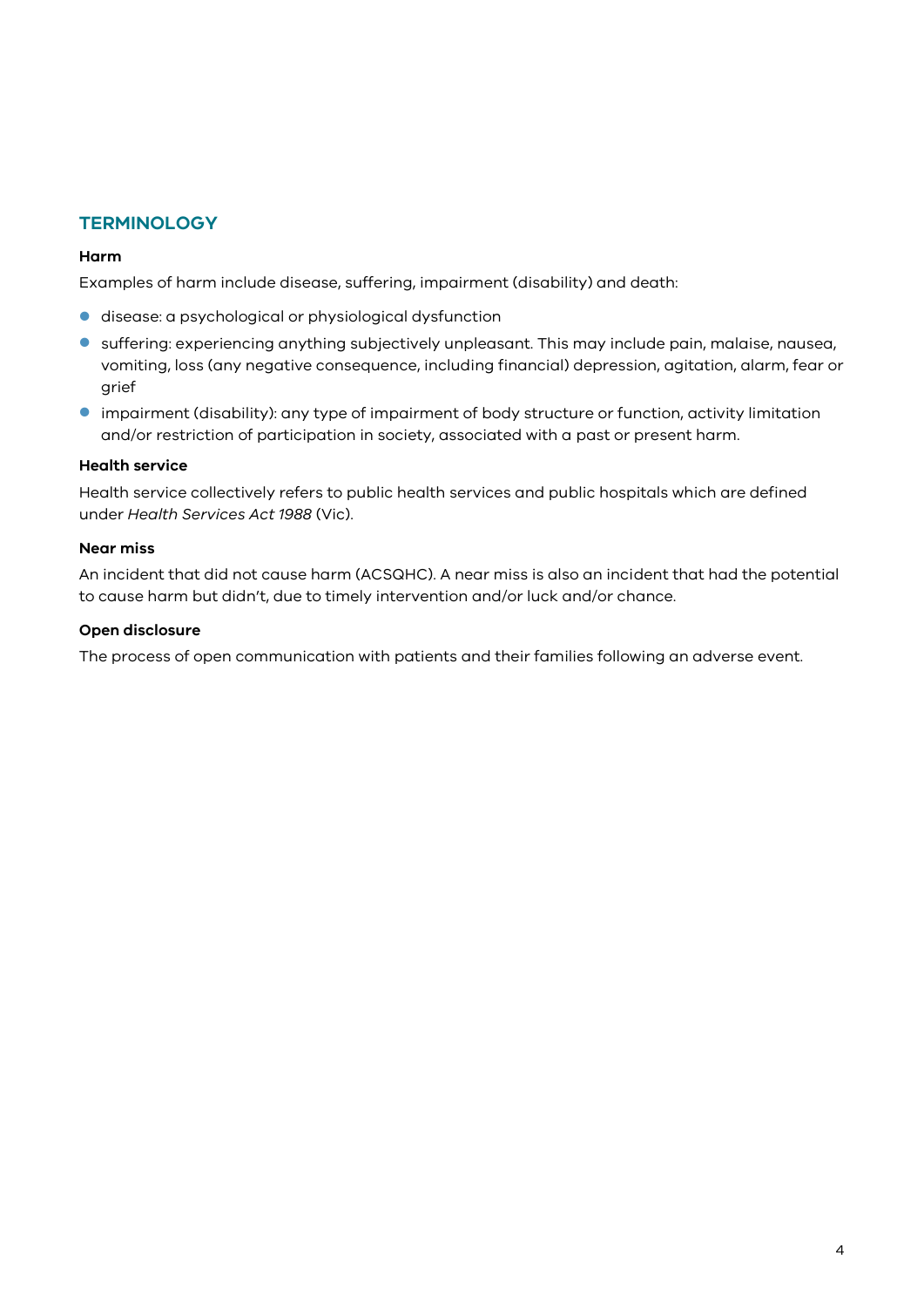## TERMINOLOGY

### Harm

Examples of harm include disease, suffering, impairment (disability) and death:

- disease: a psychological or physiological dysfunction
- suffering: experiencing anything subjectively unpleasant. This may include pain, malaise, nausea, vomiting, loss (any negative consequence, including financial) depression, agitation, alarm, fear or grief
- impairment (disability): any type of impairment of body structure or function, activity limitation and/or restriction of participation in society, associated with a past or present harm.

### Health service

Health service collectively refers to public health services and public hospitals which are defined under *Health Services Act 1988* (Vic).

### Near miss

An incident that did not cause harm (ACSQHC). A near miss is also an incident that had the potential to cause harm but didn't, due to timely intervention and/or luck and/or chance.

### Open disclosure

The process of open communication with patients and their families following an adverse event.